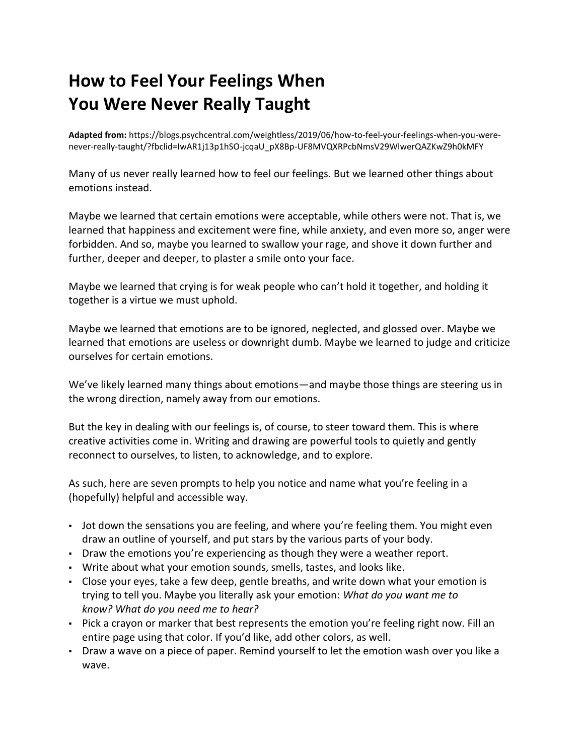# How to Feel Your Feelings When You Were Never Really Taught

**Adapted from:** https://blogs.psychcentral.com/weightless/2019/06/how-to-feel-your-feelings-when-you-were-never-really-taught/?fbclid=IwAR1j13p1hSO-jcqaU_pX8Bp-UF8MVQXRPcbNmsV29WlwerQAZKwZ9h0kMFY

Many of us never really learned how to feel our feelings. But we learned other things about emotions instead.

Maybe we learned that certain emotions were acceptable, while others were not. That is, we learned that happiness and excitement were fine, while anxiety, and even more so, anger were forbidden. And so, maybe you learned to swallow your rage, and shove it down further and further, deeper and deeper, to plaster a smile onto your face.

Maybe we learned that crying is for weak people who can't hold it together, and holding it together is a virtue we must uphold.

Maybe we learned that emotions are to be ignored, neglected, and glossed over. Maybe we learned that emotions are useless or downright dumb. Maybe we learned to judge and criticize ourselves for certain emotions.

We've likely learned many things about emotions—and maybe those things are steering us in the wrong direction, namely away from our emotions.

But the key in dealing with our feelings is, of course, to steer toward them. This is where creative activities come in. Writing and drawing are powerful tools to quietly and gently reconnect to ourselves, to listen, to acknowledge, and to explore.

As such, here are seven prompts to help you notice and name what you're feeling in a (hopefully) helpful and accessible way.

- Jot down the sensations you are feeling, and where you're feeling them. You might even draw an outline of yourself, and put stars by the various parts of your body.
- Draw the emotions you're experiencing as though they were a weather report.
- Write about what your emotion sounds, smells, tastes, and looks like.
- Close your eyes, take a few deep, gentle breaths, and write down what your emotion is trying to tell you. Maybe you literally ask your emotion: *What do you want me to know? What do you need me to hear?*
- Pick a crayon or marker that best represents the emotion you're feeling right now. Fill an entire page using that color. If you'd like, add other colors, as well.
- Draw a wave on a piece of paper. Remind yourself to let the emotion wash over you like a wave.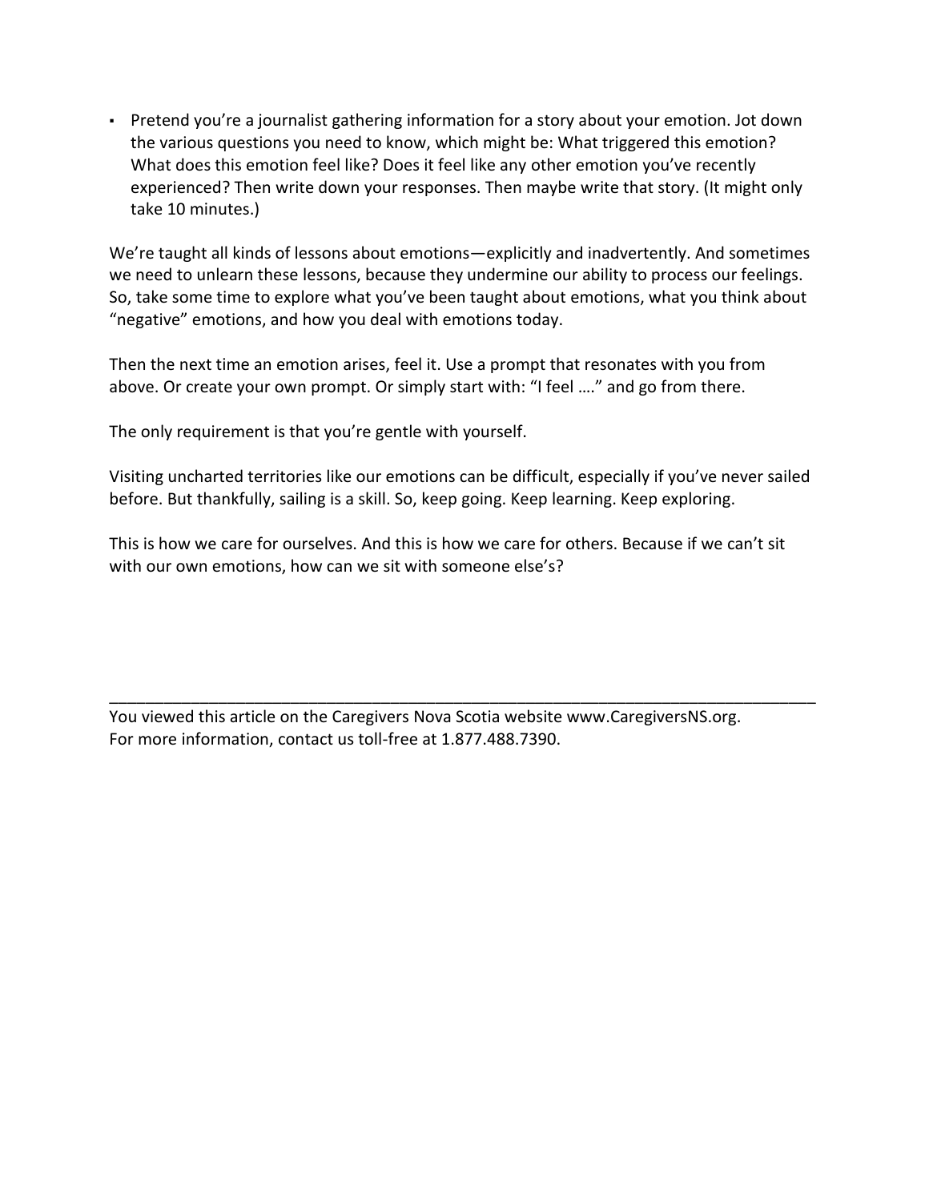- Pretend you're a journalist gathering information for a story about your emotion. Jot down the various questions you need to know, which might be: What triggered this emotion? What does this emotion feel like? Does it feel like any other emotion you've recently experienced? Then write down your responses. Then maybe write that story. (It might only take 10 minutes.)

We're taught all kinds of lessons about emotions—explicitly and inadvertently. And sometimes we need to unlearn these lessons, because they undermine our ability to process our feelings. So, take some time to explore what you've been taught about emotions, what you think about "negative" emotions, and how you deal with emotions today.

Then the next time an emotion arises, feel it. Use a prompt that resonates with you from above. Or create your own prompt. Or simply start with: "I feel …." and go from there.

The only requirement is that you're gentle with yourself.

Visiting uncharted territories like our emotions can be difficult, especially if you've never sailed before. But thankfully, sailing is a skill. So, keep going. Keep learning. Keep exploring.

This is how we care for ourselves. And this is how we care for others. Because if we can't sit with our own emotions, how can we sit with someone else's?

---

You viewed this article on the Caregivers Nova Scotia website www.CaregiversNS.org.
For more information, contact us toll-free at 1.877.488.7390.